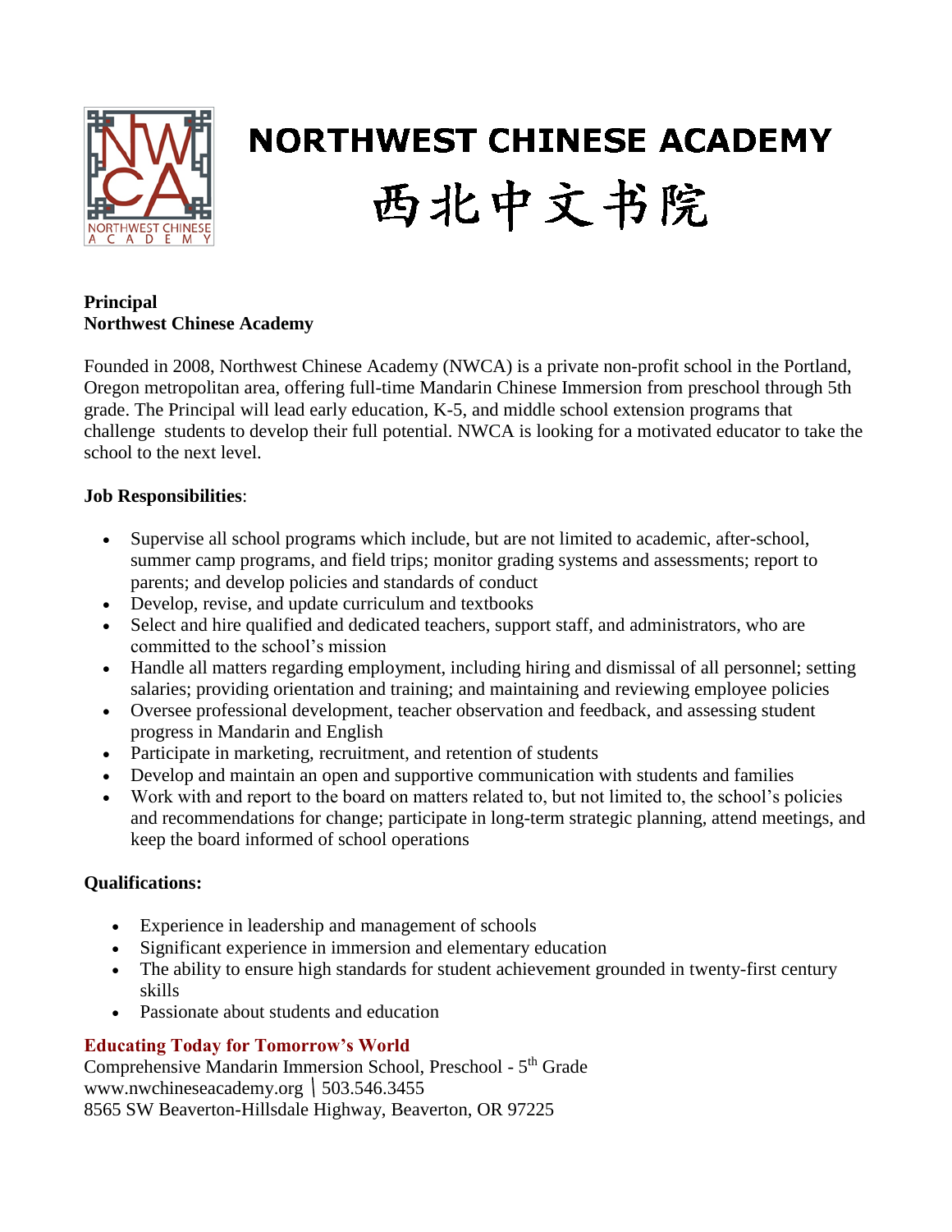# NORTHWEST CHINESE ACADEMY

# 西北中文书院

**Principal**
**Northwest Chinese Academy**

Founded in 2008, Northwest Chinese Academy (NWCA) is a private non-profit school in the Portland, Oregon metropolitan area, offering full-time Mandarin Chinese Immersion from preschool through 5th grade. The Principal will lead early education, K-5, and middle school extension programs that challenge students to develop their full potential. NWCA is looking for a motivated educator to take the school to the next level.

**Job Responsibilities**:

- Supervise all school programs which include, but are not limited to academic, after-school, summer camp programs, and field trips; monitor grading systems and assessments; report to parents; and develop policies and standards of conduct
- Develop, revise, and update curriculum and textbooks
- Select and hire qualified and dedicated teachers, support staff, and administrators, who are committed to the school's mission
- Handle all matters regarding employment, including hiring and dismissal of all personnel; setting salaries; providing orientation and training; and maintaining and reviewing employee policies
- Oversee professional development, teacher observation and feedback, and assessing student progress in Mandarin and English
- Participate in marketing, recruitment, and retention of students
- Develop and maintain an open and supportive communication with students and families
- Work with and report to the board on matters related to, but not limited to, the school's policies and recommendations for change; participate in long-term strategic planning, attend meetings, and keep the board informed of school operations

**Qualifications:**

- Experience in leadership and management of schools
- Significant experience in immersion and elementary education
- The ability to ensure high standards for student achievement grounded in twenty-first century skills
- Passionate about students and education

**Educating Today for Tomorrow's World**
Comprehensive Mandarin Immersion School, Preschool - 5th Grade
www.nwchineseacademy.org | 503.546.3455
8565 SW Beaverton-Hillsdale Highway, Beaverton, OR 97225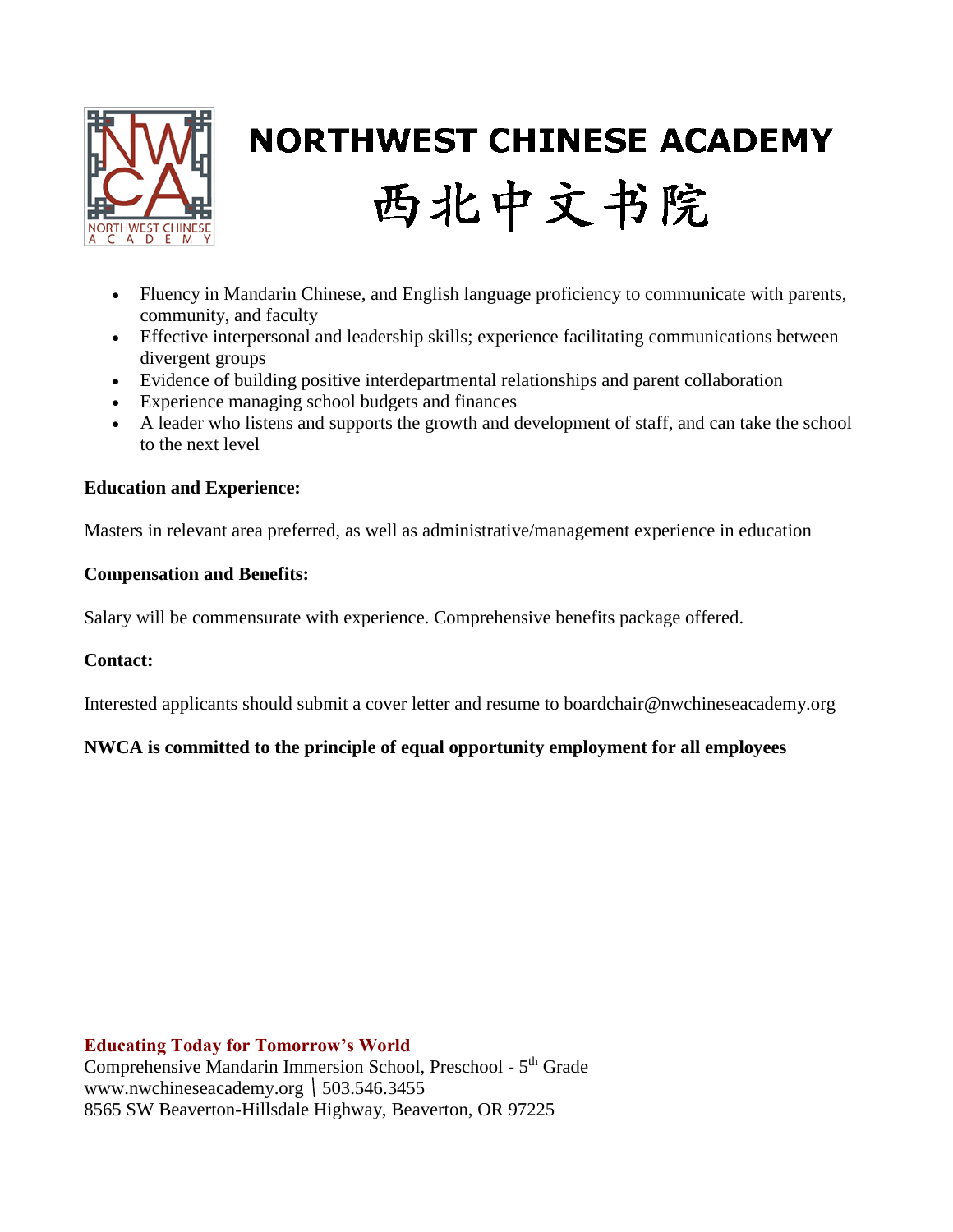# NORTHWEST CHINESE ACADEMY

# 西北中文书院

- Fluency in Mandarin Chinese, and English language proficiency to communicate with parents, community, and faculty
- Effective interpersonal and leadership skills; experience facilitating communications between divergent groups
- Evidence of building positive interdepartmental relationships and parent collaboration
- Experience managing school budgets and finances
- A leader who listens and supports the growth and development of staff, and can take the school to the next level

**Education and Experience:**

Masters in relevant area preferred, as well as administrative/management experience in education

**Compensation and Benefits:**

Salary will be commensurate with experience. Comprehensive benefits package offered.

**Contact:**

Interested applicants should submit a cover letter and resume to boardchair@nwchineseacademy.org

**NWCA is committed to the principle of equal opportunity employment for all employees**

**Educating Today for Tomorrow's World**
Comprehensive Mandarin Immersion School, Preschool - 5th Grade
www.nwchineseacademy.org | 503.546.3455
8565 SW Beaverton-Hillsdale Highway, Beaverton, OR 97225